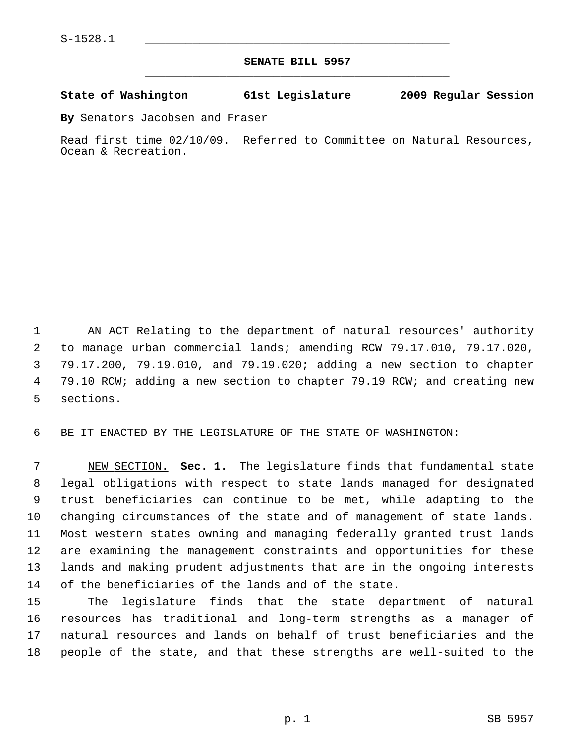S-1528.1

# SENATE BILL 5957

**State of Washington 61st Legislature 2009 Regular Session**

**By** Senators Jacobsen and Fraser

Read first time 02/10/09. Referred to Committee on Natural Resources, Ocean & Recreation.

AN ACT Relating to the department of natural resources' authority to manage urban commercial lands; amending RCW 79.17.010, 79.17.020, 79.17.200, 79.19.010, and 79.19.020; adding a new section to chapter 79.10 RCW; adding a new section to chapter 79.19 RCW; and creating new sections.

BE IT ENACTED BY THE LEGISLATURE OF THE STATE OF WASHINGTON:

NEW SECTION. **Sec. 1.** The legislature finds that fundamental state legal obligations with respect to state lands managed for designated trust beneficiaries can continue to be met, while adapting to the changing circumstances of the state and of management of state lands. Most western states owning and managing federally granted trust lands are examining the management constraints and opportunities for these lands and making prudent adjustments that are in the ongoing interests of the beneficiaries of the lands and of the state.

The legislature finds that the state department of natural resources has traditional and long-term strengths as a manager of natural resources and lands on behalf of trust beneficiaries and the people of the state, and that these strengths are well-suited to the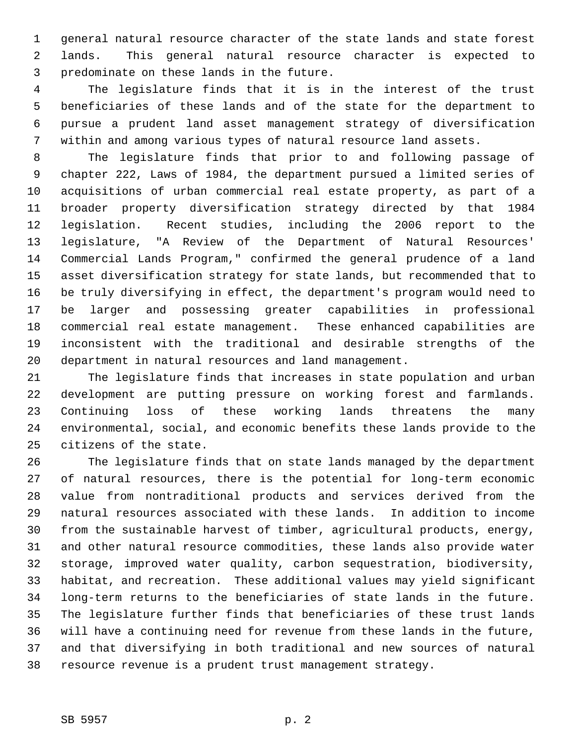general natural resource character of the state lands and state forest lands. This general natural resource character is expected to predominate on these lands in the future.

The legislature finds that it is in the interest of the trust beneficiaries of these lands and of the state for the department to pursue a prudent land asset management strategy of diversification within and among various types of natural resource land assets.

The legislature finds that prior to and following passage of chapter 222, Laws of 1984, the department pursued a limited series of acquisitions of urban commercial real estate property, as part of a broader property diversification strategy directed by that 1984 legislation. Recent studies, including the 2006 report to the legislature, "A Review of the Department of Natural Resources' Commercial Lands Program," confirmed the general prudence of a land asset diversification strategy for state lands, but recommended that to be truly diversifying in effect, the department's program would need to be larger and possessing greater capabilities in professional commercial real estate management. These enhanced capabilities are inconsistent with the traditional and desirable strengths of the department in natural resources and land management.

The legislature finds that increases in state population and urban development are putting pressure on working forest and farmlands. Continuing loss of these working lands threatens the many environmental, social, and economic benefits these lands provide to the citizens of the state.

The legislature finds that on state lands managed by the department of natural resources, there is the potential for long-term economic value from nontraditional products and services derived from the natural resources associated with these lands. In addition to income from the sustainable harvest of timber, agricultural products, energy, and other natural resource commodities, these lands also provide water storage, improved water quality, carbon sequestration, biodiversity, habitat, and recreation. These additional values may yield significant long-term returns to the beneficiaries of state lands in the future. The legislature further finds that beneficiaries of these trust lands will have a continuing need for revenue from these lands in the future, and that diversifying in both traditional and new sources of natural resource revenue is a prudent trust management strategy.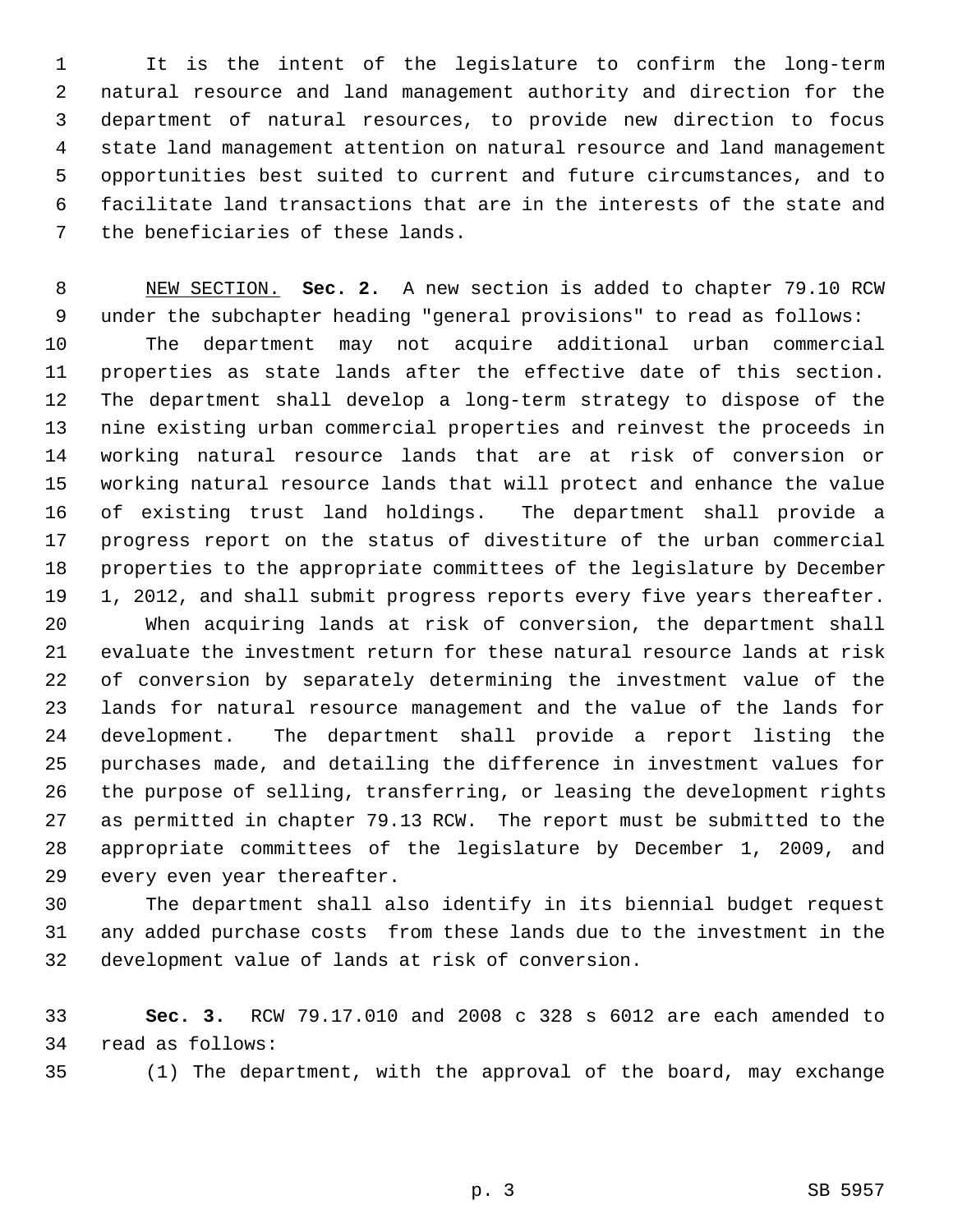It is the intent of the legislature to confirm the long-term natural resource and land management authority and direction for the department of natural resources, to provide new direction to focus state land management attention on natural resource and land management opportunities best suited to current and future circumstances, and to facilitate land transactions that are in the interests of the state and the beneficiaries of these lands.

NEW SECTION. **Sec. 2.** A new section is added to chapter 79.10 RCW under the subchapter heading "general provisions" to read as follows:

The department may not acquire additional urban commercial properties as state lands after the effective date of this section. The department shall develop a long-term strategy to dispose of the nine existing urban commercial properties and reinvest the proceeds in working natural resource lands that are at risk of conversion or working natural resource lands that will protect and enhance the value of existing trust land holdings. The department shall provide a progress report on the status of divestiture of the urban commercial properties to the appropriate committees of the legislature by December 1, 2012, and shall submit progress reports every five years thereafter.

When acquiring lands at risk of conversion, the department shall evaluate the investment return for these natural resource lands at risk of conversion by separately determining the investment value of the lands for natural resource management and the value of the lands for development. The department shall provide a report listing the purchases made, and detailing the difference in investment values for the purpose of selling, transferring, or leasing the development rights as permitted in chapter 79.13 RCW. The report must be submitted to the appropriate committees of the legislature by December 1, 2009, and every even year thereafter.

The department shall also identify in its biennial budget request any added purchase costs from these lands due to the investment in the development value of lands at risk of conversion.

**Sec. 3.** RCW 79.17.010 and 2008 c 328 s 6012 are each amended to read as follows:

(1) The department, with the approval of the board, may exchange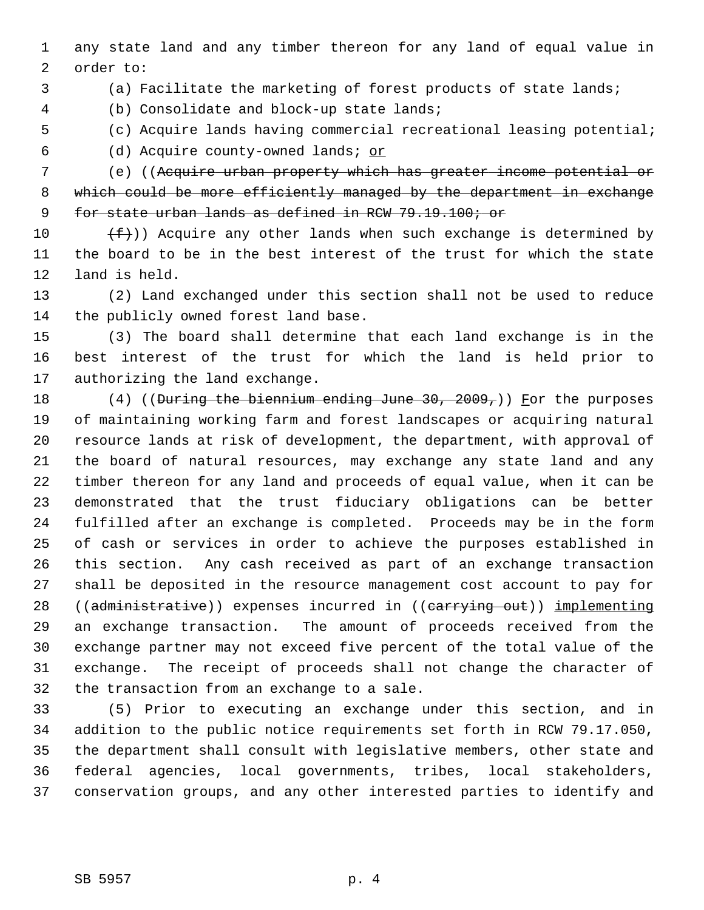any state land and any timber thereon for any land of equal value in order to:

(a) Facilitate the marketing of forest products of state lands;

(b) Consolidate and block-up state lands;

(c) Acquire lands having commercial recreational leasing potential;

(d) Acquire county-owned lands; or

(e) ((~~Acquire urban property which has greater income potential or which could be more efficiently managed by the department in exchange for state urban lands as defined in RCW 79.19.100; or~~

~~(f)~~)) Acquire any other lands when such exchange is determined by the board to be in the best interest of the trust for which the state land is held.

(2) Land exchanged under this section shall not be used to reduce the publicly owned forest land base.

(3) The board shall determine that each land exchange is in the best interest of the trust for which the land is held prior to authorizing the land exchange.

(4) ((~~During the biennium ending June 30, 2009,~~)) For the purposes of maintaining working farm and forest landscapes or acquiring natural resource lands at risk of development, the department, with approval of the board of natural resources, may exchange any state land and any timber thereon for any land and proceeds of equal value, when it can be demonstrated that the trust fiduciary obligations can be better fulfilled after an exchange is completed. Proceeds may be in the form of cash or services in order to achieve the purposes established in this section. Any cash received as part of an exchange transaction shall be deposited in the resource management cost account to pay for ((~~administrative~~)) expenses incurred in ((~~carrying out~~)) implementing an exchange transaction. The amount of proceeds received from the exchange partner may not exceed five percent of the total value of the exchange. The receipt of proceeds shall not change the character of the transaction from an exchange to a sale.

(5) Prior to executing an exchange under this section, and in addition to the public notice requirements set forth in RCW 79.17.050, the department shall consult with legislative members, other state and federal agencies, local governments, tribes, local stakeholders, conservation groups, and any other interested parties to identify and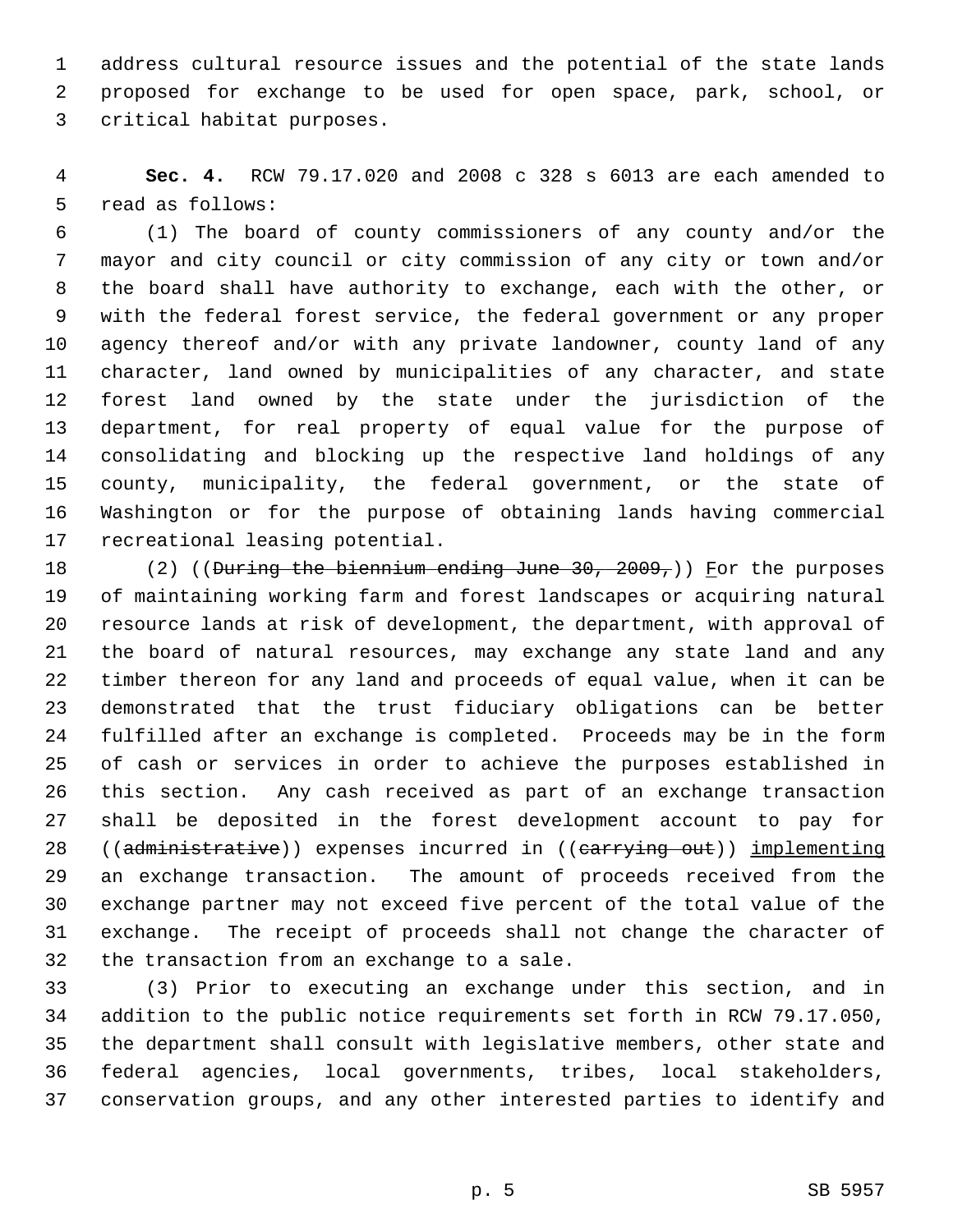address cultural resource issues and the potential of the state lands proposed for exchange to be used for open space, park, school, or critical habitat purposes.

**Sec. 4.** RCW 79.17.020 and 2008 c 328 s 6013 are each amended to read as follows:

(1) The board of county commissioners of any county and/or the mayor and city council or city commission of any city or town and/or the board shall have authority to exchange, each with the other, or with the federal forest service, the federal government or any proper agency thereof and/or with any private landowner, county land of any character, land owned by municipalities of any character, and state forest land owned by the state under the jurisdiction of the department, for real property of equal value for the purpose of consolidating and blocking up the respective land holdings of any county, municipality, the federal government, or the state of Washington or for the purpose of obtaining lands having commercial recreational leasing potential.

(2) ((~~During the biennium ending June 30, 2009,~~)) For the purposes of maintaining working farm and forest landscapes or acquiring natural resource lands at risk of development, the department, with approval of the board of natural resources, may exchange any state land and any timber thereon for any land and proceeds of equal value, when it can be demonstrated that the trust fiduciary obligations can be better fulfilled after an exchange is completed. Proceeds may be in the form of cash or services in order to achieve the purposes established in this section. Any cash received as part of an exchange transaction shall be deposited in the forest development account to pay for ((~~administrative~~)) expenses incurred in ((~~carrying out~~)) implementing an exchange transaction. The amount of proceeds received from the exchange partner may not exceed five percent of the total value of the exchange. The receipt of proceeds shall not change the character of the transaction from an exchange to a sale.

(3) Prior to executing an exchange under this section, and in addition to the public notice requirements set forth in RCW 79.17.050, the department shall consult with legislative members, other state and federal agencies, local governments, tribes, local stakeholders, conservation groups, and any other interested parties to identify and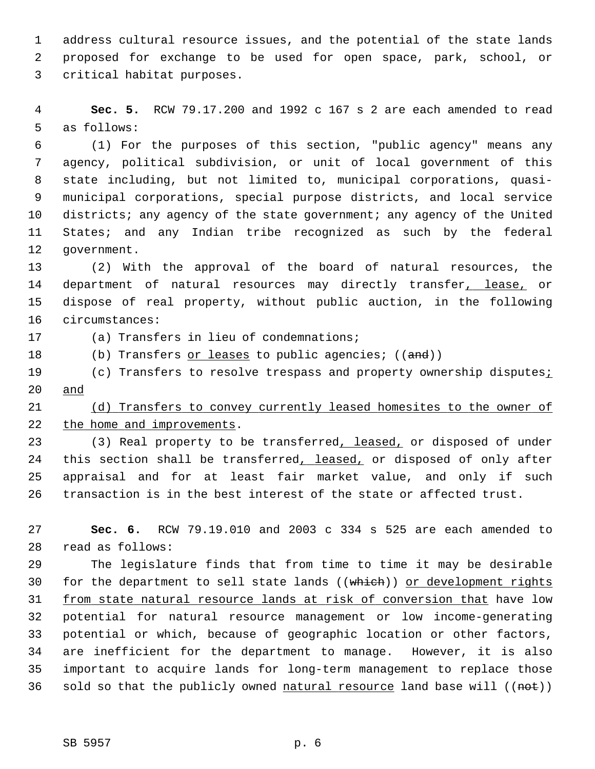address cultural resource issues, and the potential of the state lands proposed for exchange to be used for open space, park, school, or critical habitat purposes.

**Sec. 5.** RCW 79.17.200 and 1992 c 167 s 2 are each amended to read as follows:

(1) For the purposes of this section, "public agency" means any agency, political subdivision, or unit of local government of this state including, but not limited to, municipal corporations, quasi-municipal corporations, special purpose districts, and local service districts; any agency of the state government; any agency of the United States; and any Indian tribe recognized as such by the federal government.

(2) With the approval of the board of natural resources, the department of natural resources may directly transfer<u>, lease,</u> or dispose of real property, without public auction, in the following circumstances:

(a) Transfers in lieu of condemnations;

(b) Transfers <u>or leases</u> to public agencies; ((~~and~~))

(c) Transfers to resolve trespass and property ownership disputes<u>; and</u>

<u>(d) Transfers to convey currently leased homesites to the owner of the home and improvements</u>.

(3) Real property to be transferred<u>, leased,</u> or disposed of under this section shall be transferred<u>, leased,</u> or disposed of only after appraisal and for at least fair market value, and only if such transaction is in the best interest of the state or affected trust.

**Sec. 6.** RCW 79.19.010 and 2003 c 334 s 525 are each amended to read as follows:

The legislature finds that from time to time it may be desirable for the department to sell state lands ((~~which~~)) <u>or development rights from state natural resource lands at risk of conversion that</u> have low potential for natural resource management or low income-generating potential or which, because of geographic location or other factors, are inefficient for the department to manage. However, it is also important to acquire lands for long-term management to replace those sold so that the publicly owned <u>natural resource</u> land base will ((~~not~~))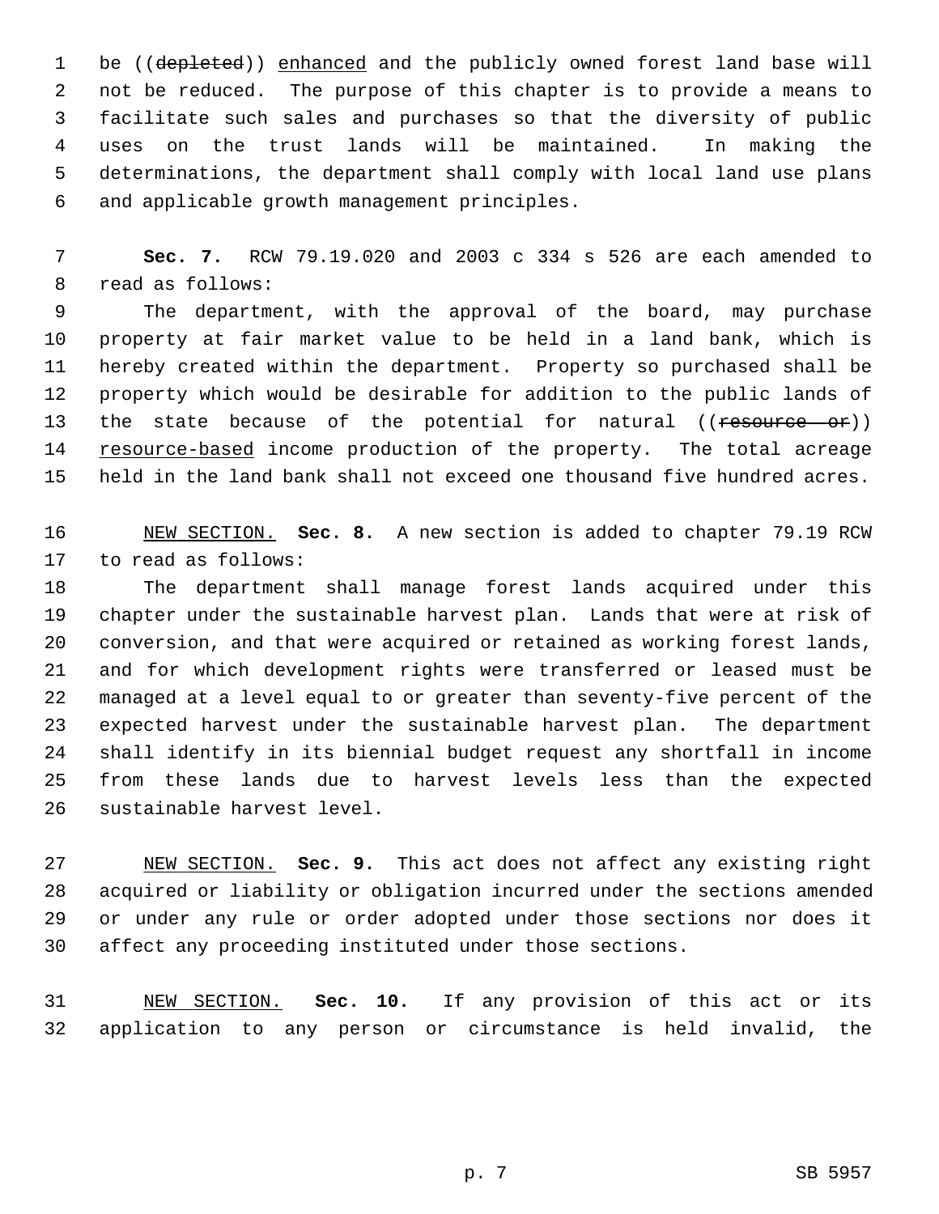be ((~~depleted~~)) enhanced and the publicly owned forest land base will not be reduced. The purpose of this chapter is to provide a means to facilitate such sales and purchases so that the diversity of public uses on the trust lands will be maintained. In making the determinations, the department shall comply with local land use plans and applicable growth management principles.

**Sec. 7.** RCW 79.19.020 and 2003 c 334 s 526 are each amended to read as follows:

The department, with the approval of the board, may purchase property at fair market value to be held in a land bank, which is hereby created within the department. Property so purchased shall be property which would be desirable for addition to the public lands of the state because of the potential for natural ((~~resource or~~)) resource-based income production of the property. The total acreage held in the land bank shall not exceed one thousand five hundred acres.

NEW SECTION. **Sec. 8.** A new section is added to chapter 79.19 RCW to read as follows:

The department shall manage forest lands acquired under this chapter under the sustainable harvest plan. Lands that were at risk of conversion, and that were acquired or retained as working forest lands, and for which development rights were transferred or leased must be managed at a level equal to or greater than seventy-five percent of the expected harvest under the sustainable harvest plan. The department shall identify in its biennial budget request any shortfall in income from these lands due to harvest levels less than the expected sustainable harvest level.

NEW SECTION. **Sec. 9.** This act does not affect any existing right acquired or liability or obligation incurred under the sections amended or under any rule or order adopted under those sections nor does it affect any proceeding instituted under those sections.

NEW SECTION. **Sec. 10.** If any provision of this act or its application to any person or circumstance is held invalid, the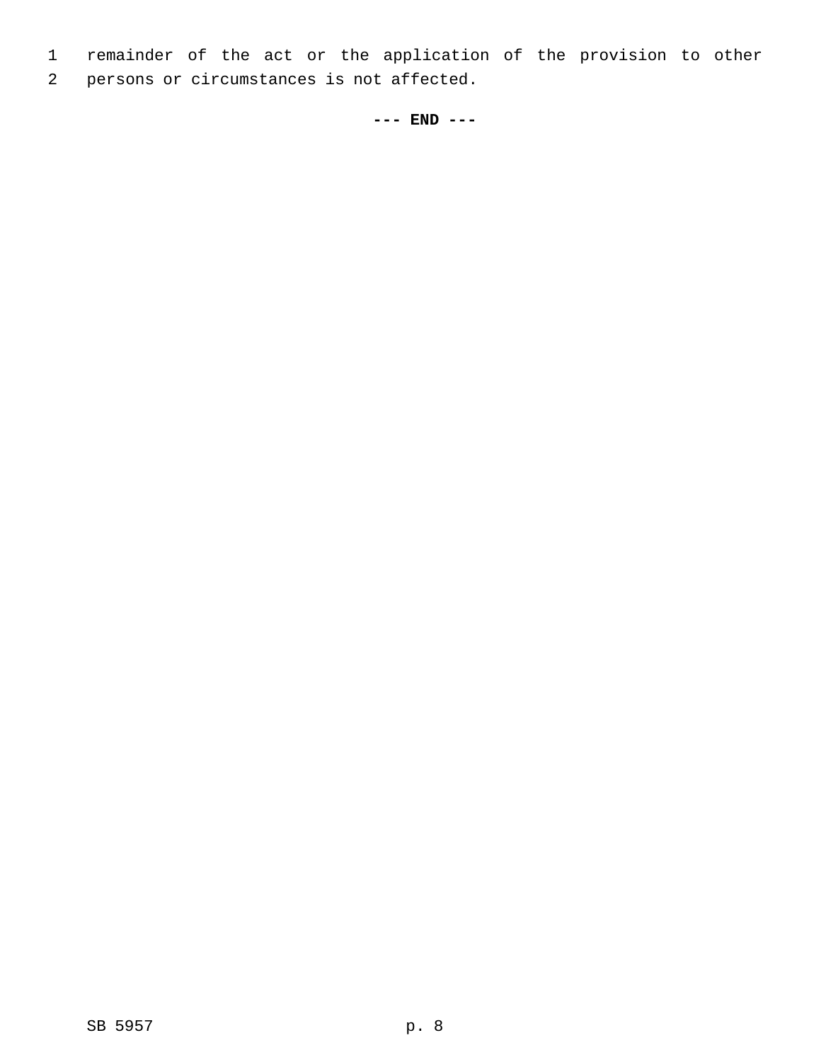remainder of the act or the application of the provision to other persons or circumstances is not affected.

**--- END ---**